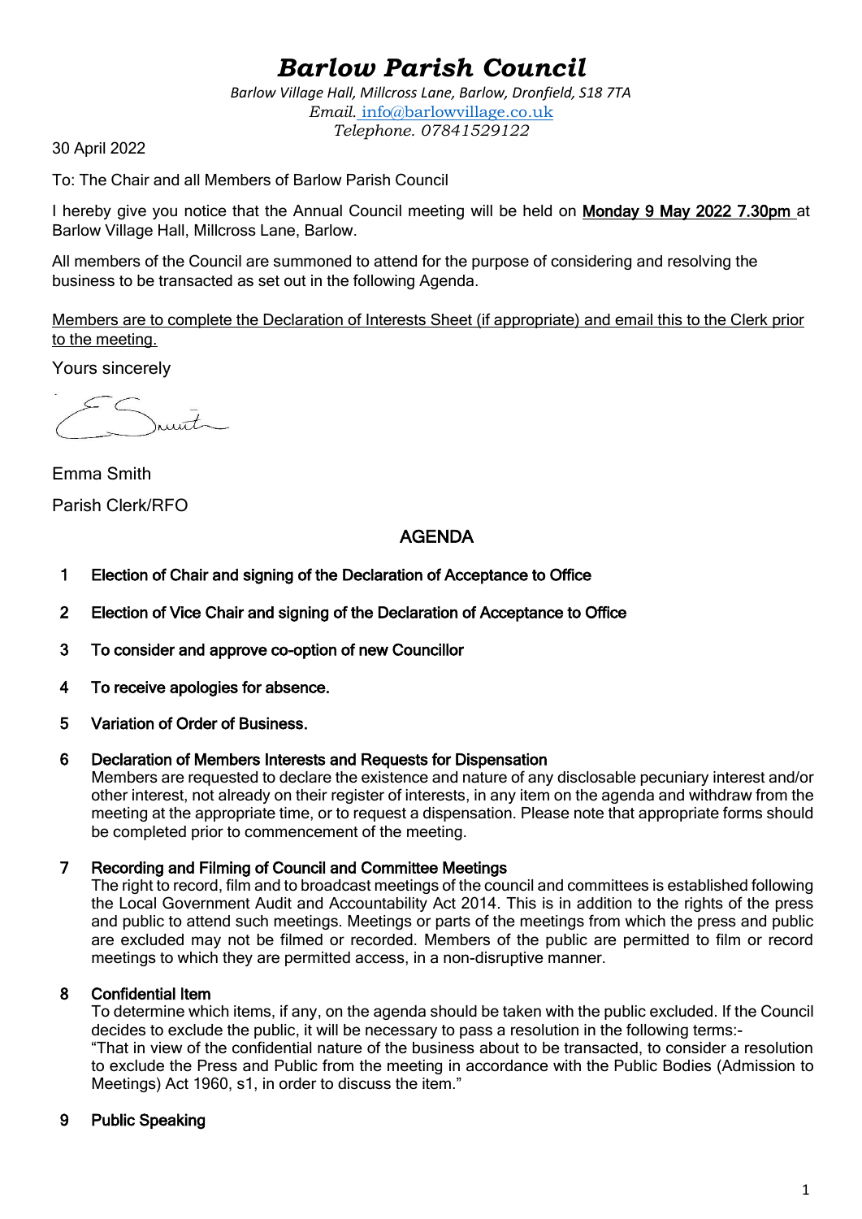# *Barlow Parish Council*

*Barlow Village Hall, Millcross Lane, Barlow, Dronfield, S18 7TA*
*Email.* info@barlowvillage.co.uk
*Telephone. 07841529122*

30 April 2022

To: The Chair and all Members of Barlow Parish Council

I hereby give you notice that the Annual Council meeting will be held on **Monday 9 May 2022 7.30pm** at Barlow Village Hall, Millcross Lane, Barlow.

All members of the Council are summoned to attend for the purpose of considering and resolving the business to be transacted as set out in the following Agenda.

Members are to complete the Declaration of Interests Sheet (if appropriate) and email this to the Clerk prior to the meeting.

Yours sincerely

Emma Smith

Parish Clerk/RFO

## AGENDA

1. **Election of Chair and signing of the Declaration of Acceptance to Office**

2. **Election of Vice Chair and signing of the Declaration of Acceptance to Office**

3. **To consider and approve co-option of new Councillor**

4. **To receive apologies for absence.**

5. **Variation of Order of Business.**

6. **Declaration of Members Interests and Requests for Dispensation**
   Members are requested to declare the existence and nature of any disclosable pecuniary interest and/or other interest, not already on their register of interests, in any item on the agenda and withdraw from the meeting at the appropriate time, or to request a dispensation. Please note that appropriate forms should be completed prior to commencement of the meeting.

7. **Recording and Filming of Council and Committee Meetings**
   The right to record, film and to broadcast meetings of the council and committees is established following the Local Government Audit and Accountability Act 2014. This is in addition to the rights of the press and public to attend such meetings. Meetings or parts of the meetings from which the press and public are excluded may not be filmed or recorded. Members of the public are permitted to film or record meetings to which they are permitted access, in a non-disruptive manner.

8. **Confidential Item**
   To determine which items, if any, on the agenda should be taken with the public excluded. If the Council decides to exclude the public, it will be necessary to pass a resolution in the following terms:-
   "That in view of the confidential nature of the business about to be transacted, to consider a resolution to exclude the Press and Public from the meeting in accordance with the Public Bodies (Admission to Meetings) Act 1960, s1, in order to discuss the item."

9. **Public Speaking**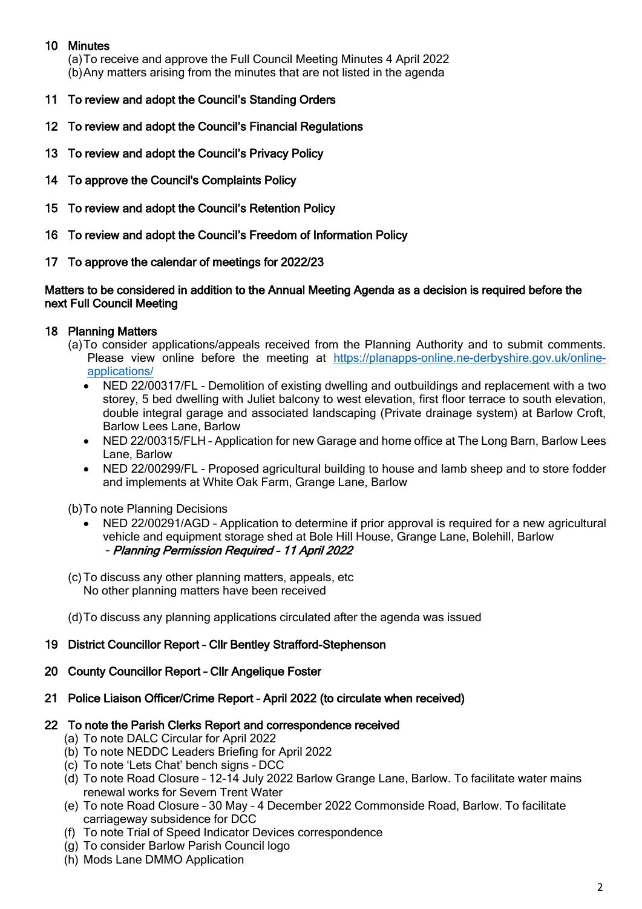**10 Minutes**

(a) To receive and approve the Full Council Meeting Minutes 4 April 2022
(b) Any matters arising from the minutes that are not listed in the agenda

**11 To review and adopt the Council's Standing Orders**

**12 To review and adopt the Council's Financial Regulations**

**13 To review and adopt the Council's Privacy Policy**

**14 To approve the Council's Complaints Policy**

**15 To review and adopt the Council's Retention Policy**

**16 To review and adopt the Council's Freedom of Information Policy**

**17 To approve the calendar of meetings for 2022/23**

**Matters to be considered in addition to the Annual Meeting Agenda as a decision is required before the next Full Council Meeting**

**18 Planning Matters**

(a) To consider applications/appeals received from the Planning Authority and to submit comments. Please view online before the meeting at https://planapps-online.ne-derbyshire.gov.uk/online-applications/

- NED 22/00317/FL – Demolition of existing dwelling and outbuildings and replacement with a two storey, 5 bed dwelling with Juliet balcony to west elevation, first floor terrace to south elevation, double integral garage and associated landscaping (Private drainage system) at Barlow Croft, Barlow Lees Lane, Barlow
- NED 22/00315/FLH – Application for new Garage and home office at The Long Barn, Barlow Lees Lane, Barlow
- NED 22/00299/FL – Proposed agricultural building to house and lamb sheep and to store fodder and implements at White Oak Farm, Grange Lane, Barlow

(b) To note Planning Decisions

- NED 22/00291/AGD – Application to determine if prior approval is required for a new agricultural vehicle and equipment storage shed at Bole Hill House, Grange Lane, Bolehill, Barlow – ***Planning Permission Required – 11 April 2022***

(c) To discuss any other planning matters, appeals, etc
No other planning matters have been received

(d) To discuss any planning applications circulated after the agenda was issued

**19 District Councillor Report – Cllr Bentley Strafford-Stephenson**

**20 County Councillor Report – Cllr Angelique Foster**

**21 Police Liaison Officer/Crime Report – April 2022 (to circulate when received)**

**22 To note the Parish Clerks Report and correspondence received**

(a) To note DALC Circular for April 2022
(b) To note NEDDC Leaders Briefing for April 2022
(c) To note 'Lets Chat' bench signs – DCC
(d) To note Road Closure – 12-14 July 2022 Barlow Grange Lane, Barlow. To facilitate water mains renewal works for Severn Trent Water
(e) To note Road Closure – 30 May – 4 December 2022 Commonside Road, Barlow. To facilitate carriageway subsidence for DCC
(f) To note Trial of Speed Indicator Devices correspondence
(g) To consider Barlow Parish Council logo
(h) Mods Lane DMMO Application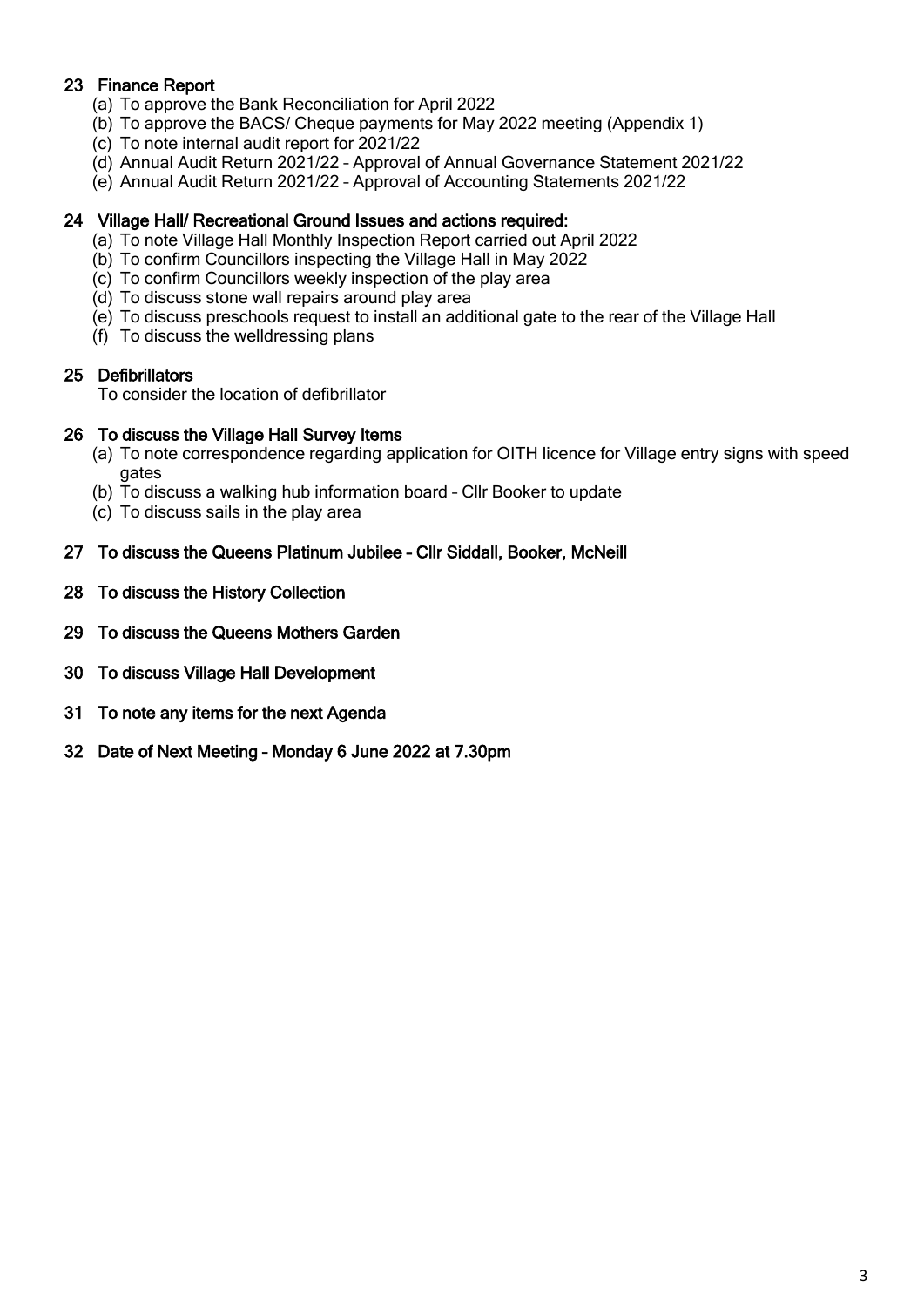**23 Finance Report**

(a) To approve the Bank Reconciliation for April 2022
(b) To approve the BACS/ Cheque payments for May 2022 meeting (Appendix 1)
(c) To note internal audit report for 2021/22
(d) Annual Audit Return 2021/22 – Approval of Annual Governance Statement 2021/22
(e) Annual Audit Return 2021/22 – Approval of Accounting Statements 2021/22

**24 Village Hall/ Recreational Ground Issues and actions required:**

(a) To note Village Hall Monthly Inspection Report carried out April 2022
(b) To confirm Councillors inspecting the Village Hall in May 2022
(c) To confirm Councillors weekly inspection of the play area
(d) To discuss stone wall repairs around play area
(e) To discuss preschools request to install an additional gate to the rear of the Village Hall
(f) To discuss the welldressing plans

**25 Defibrillators**

To consider the location of defibrillator

**26 To discuss the Village Hall Survey Items**

(a) To note correspondence regarding application for OITH licence for Village entry signs with speed gates
(b) To discuss a walking hub information board – Cllr Booker to update
(c) To discuss sails in the play area

**27 To discuss the Queens Platinum Jubilee – Cllr Siddall, Booker, McNeill**

**28 To discuss the History Collection**

**29 To discuss the Queens Mothers Garden**

**30 To discuss Village Hall Development**

**31 To note any items for the next Agenda**

**32 Date of Next Meeting – Monday 6 June 2022 at 7.30pm**